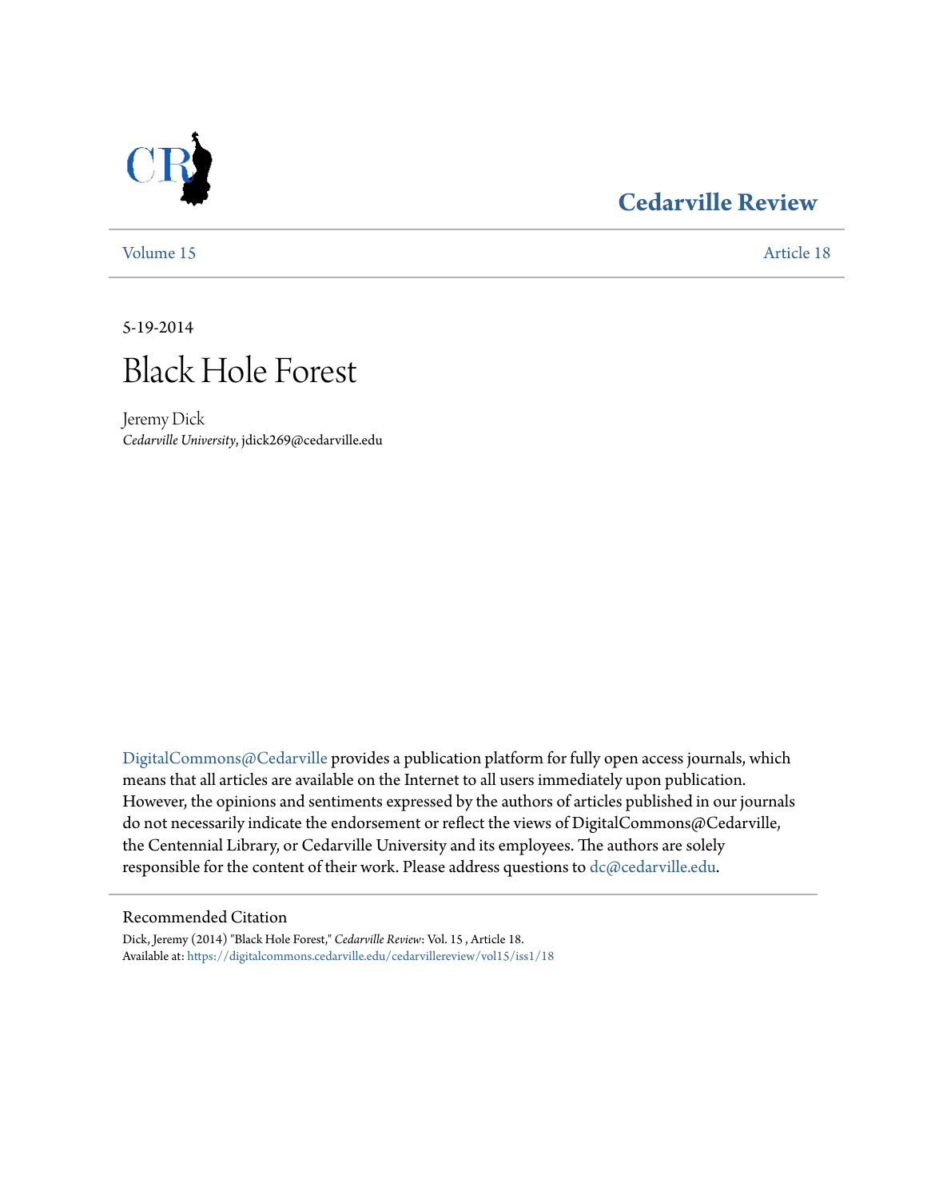# Cedarville Review

Volume 15 — Article 18

5-19-2014

# Black Hole Forest

Jeremy Dick
*Cedarville University*, jdick269@cedarville.edu

DigitalCommons@Cedarville provides a publication platform for fully open access journals, which means that all articles are available on the Internet to all users immediately upon publication. However, the opinions and sentiments expressed by the authors of articles published in our journals do not necessarily indicate the endorsement or reflect the views of DigitalCommons@Cedarville, the Centennial Library, or Cedarville University and its employees. The authors are solely responsible for the content of their work. Please address questions to dc@cedarville.edu.

## Recommended Citation

Dick, Jeremy (2014) "Black Hole Forest," *Cedarville Review*: Vol. 15 , Article 18.
Available at: https://digitalcommons.cedarville.edu/cedarvillereview/vol15/iss1/18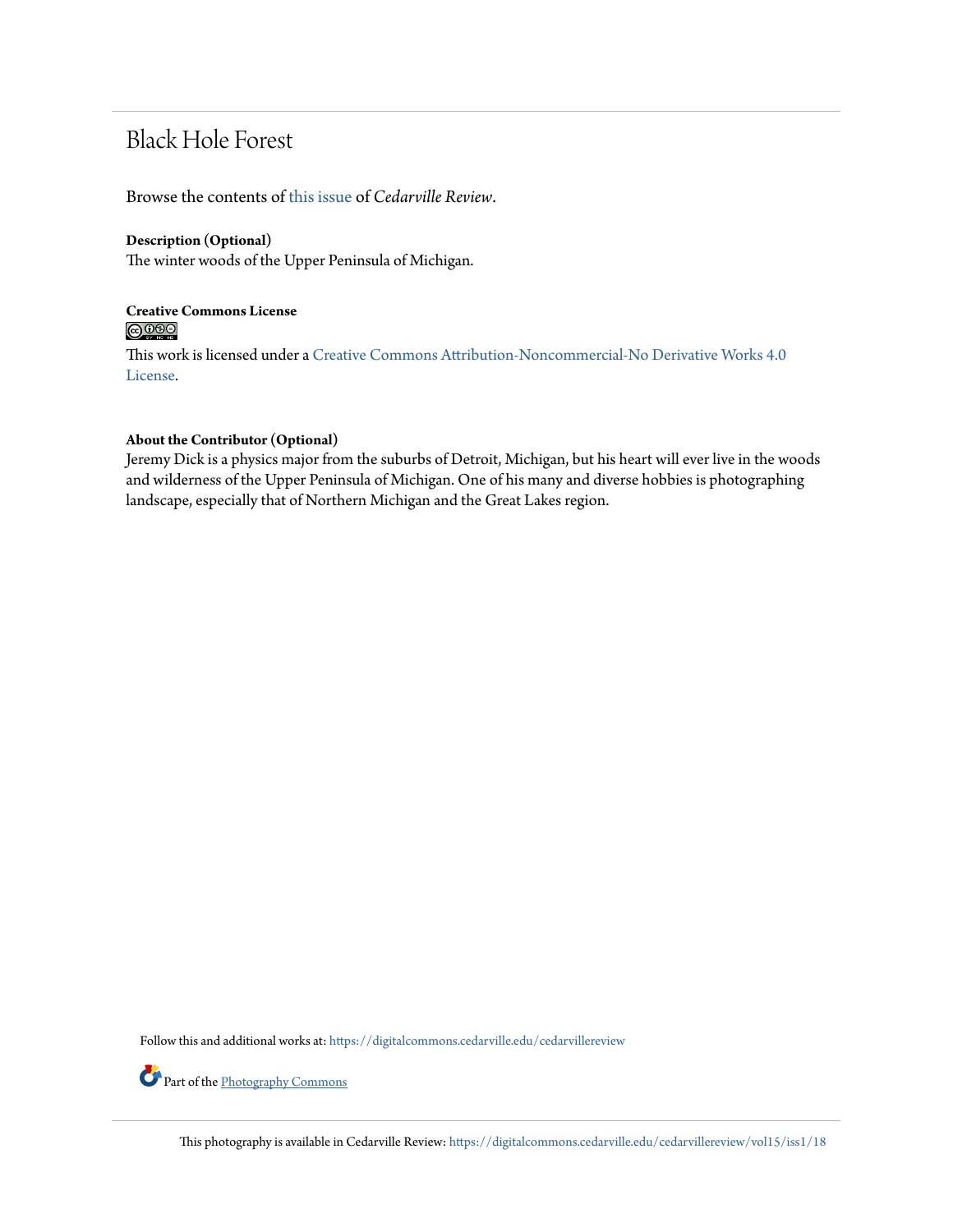# Black Hole Forest

Browse the contents of this issue of *Cedarville Review*.

**Description (Optional)**
The winter woods of the Upper Peninsula of Michigan.

**Creative Commons License**

This work is licensed under a Creative Commons Attribution-Noncommercial-No Derivative Works 4.0 License.

**About the Contributor (Optional)**
Jeremy Dick is a physics major from the suburbs of Detroit, Michigan, but his heart will ever live in the woods and wilderness of the Upper Peninsula of Michigan. One of his many and diverse hobbies is photographing landscape, especially that of Northern Michigan and the Great Lakes region.

Follow this and additional works at: https://digitalcommons.cedarville.edu/cedarvillereview

Part of the Photography Commons

This photography is available in Cedarville Review: https://digitalcommons.cedarville.edu/cedarvillereview/vol15/iss1/18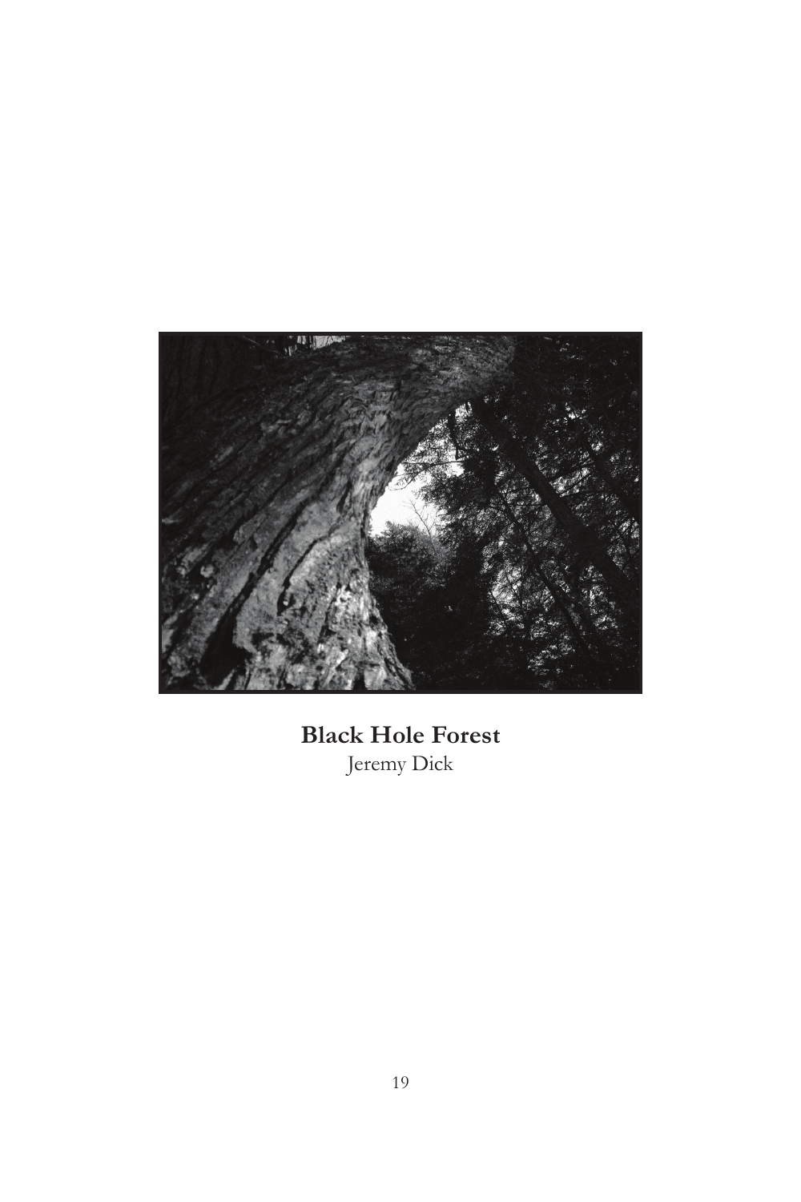**Black Hole Forest**
Jeremy Dick